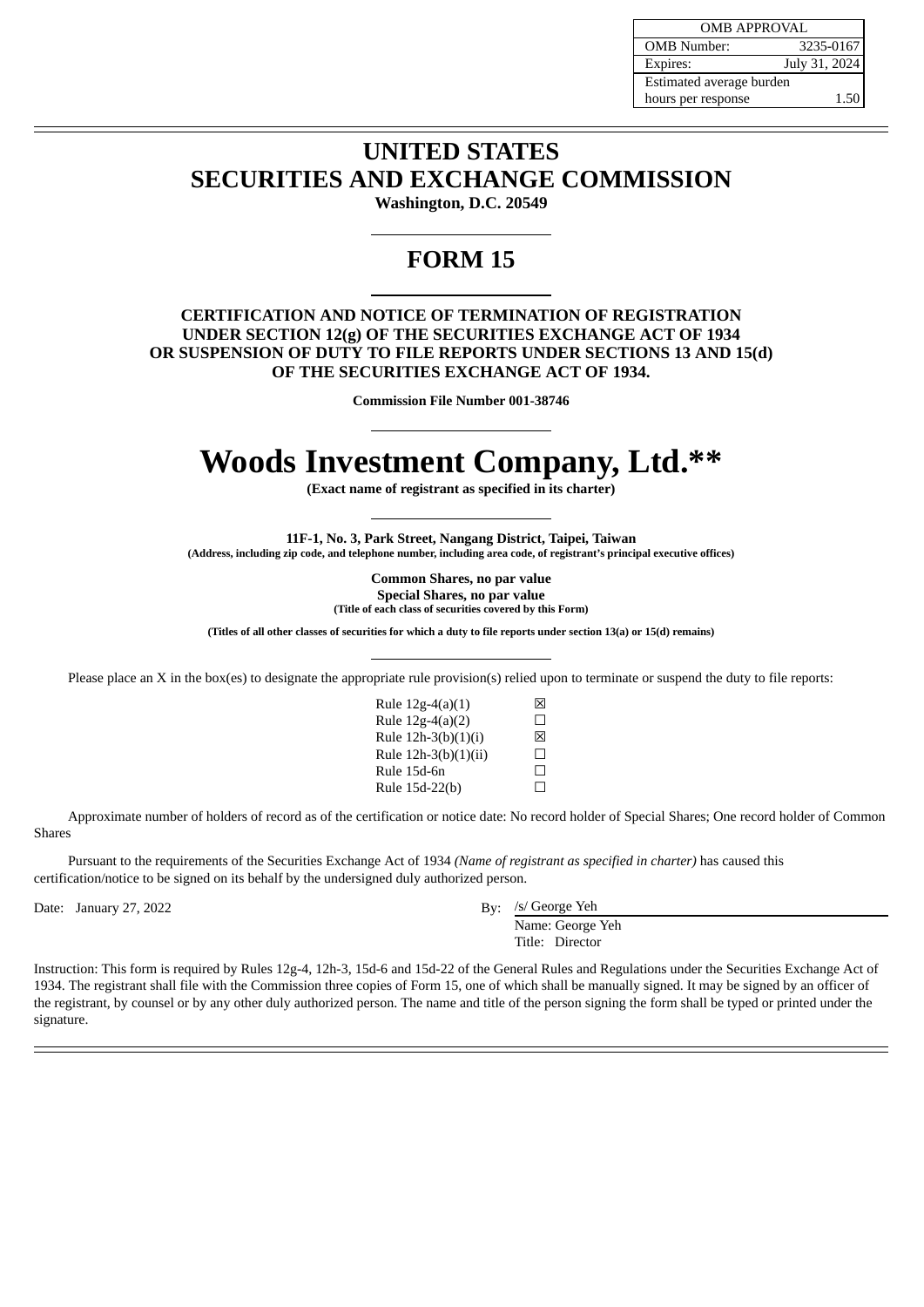| OMB APPROVAL | |
|---|---|
| OMB Number: | 3235-0167 |
| Expires: | July 31, 2024 |
| Estimated average burden hours per response | 1.50 |

# UNITED STATES
# SECURITIES AND EXCHANGE COMMISSION

**Washington, D.C. 20549**

# FORM 15

**CERTIFICATION AND NOTICE OF TERMINATION OF REGISTRATION UNDER SECTION 12(g) OF THE SECURITIES EXCHANGE ACT OF 1934 OR SUSPENSION OF DUTY TO FILE REPORTS UNDER SECTIONS 13 AND 15(d) OF THE SECURITIES EXCHANGE ACT OF 1934.**

**Commission File Number 001-38746**

# Woods Investment Company, Ltd.**

**(Exact name of registrant as specified in its charter)**

**11F-1, No. 3, Park Street, Nangang District, Taipei, Taiwan**
**(Address, including zip code, and telephone number, including area code, of registrant's principal executive offices)**

**Common Shares, no par value**
**Special Shares, no par value**
**(Title of each class of securities covered by this Form)**

**(Titles of all other classes of securities for which a duty to file reports under section 13(a) or 15(d) remains)**

Please place an X in the box(es) to designate the appropriate rule provision(s) relied upon to terminate or suspend the duty to file reports:

| | |
|---|---|
| Rule 12g-4(a)(1) | ☒ |
| Rule 12g-4(a)(2) | ☐ |
| Rule 12h-3(b)(1)(i) | ☒ |
| Rule 12h-3(b)(1)(ii) | ☐ |
| Rule 15d-6n | ☐ |
| Rule 15d-22(b) | ☐ |

Approximate number of holders of record as of the certification or notice date: No record holder of Special Shares; One record holder of Common Shares

Pursuant to the requirements of the Securities Exchange Act of 1934 *(Name of registrant as specified in charter)* has caused this certification/notice to be signed on its behalf by the undersigned duly authorized person.

Date: January 27, 2022

By: /s/ George Yeh
Name: George Yeh
Title: Director

Instruction: This form is required by Rules 12g-4, 12h-3, 15d-6 and 15d-22 of the General Rules and Regulations under the Securities Exchange Act of 1934. The registrant shall file with the Commission three copies of Form 15, one of which shall be manually signed. It may be signed by an officer of the registrant, by counsel or by any other duly authorized person. The name and title of the person signing the form shall be typed or printed under the signature.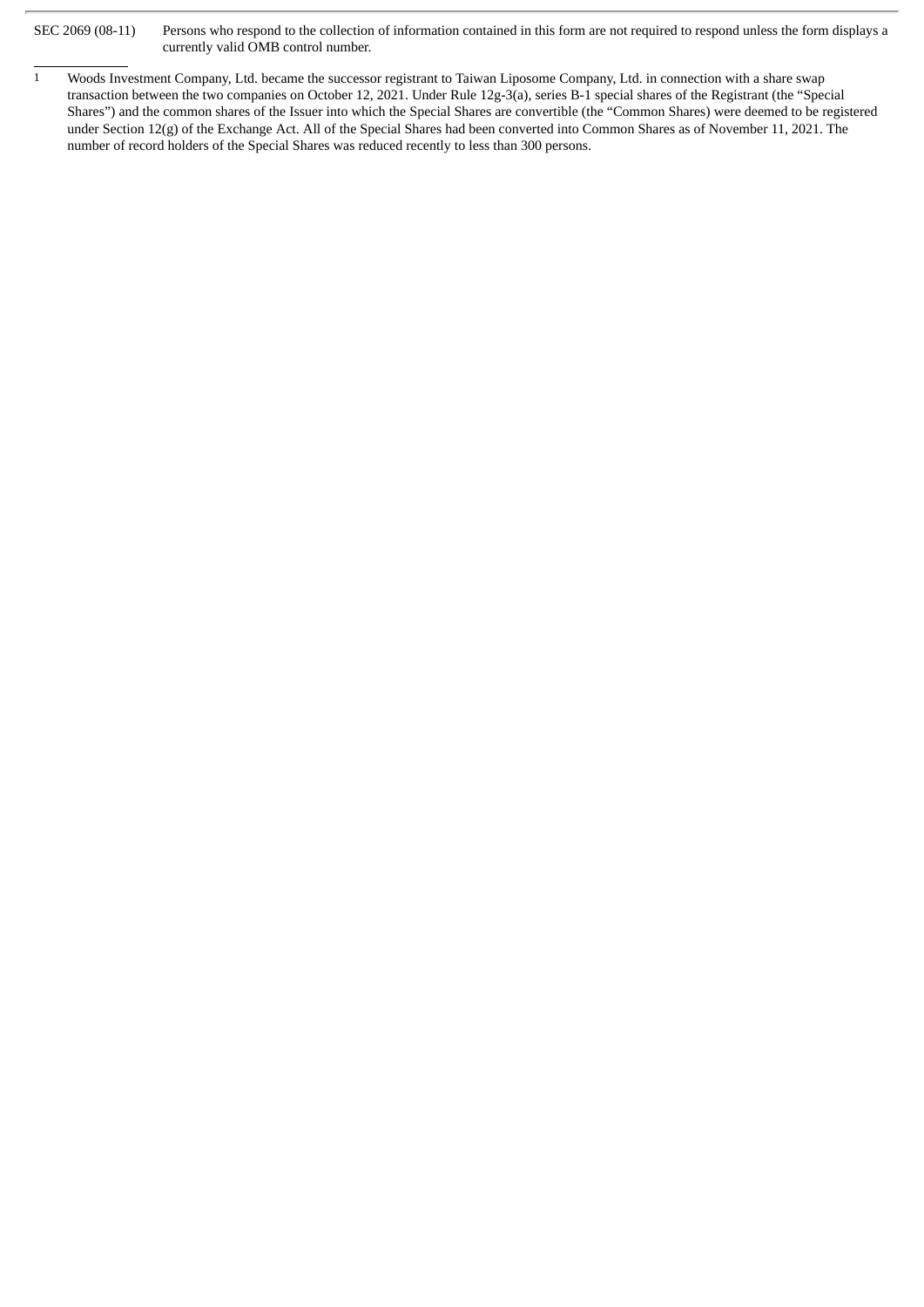SEC 2069 (08-11) Persons who respond to the collection of information contained in this form are not required to respond unless the form displays a currently valid OMB control number.

[1] Woods Investment Company, Ltd. became the successor registrant to Taiwan Liposome Company, Ltd. in connection with a share swap transaction between the two companies on October 12, 2021. Under Rule 12g-3(a), series B-1 special shares of the Registrant (the "Special Shares") and the common shares of the Issuer into which the Special Shares are convertible (the "Common Shares) were deemed to be registered under Section 12(g) of the Exchange Act. All of the Special Shares had been converted into Common Shares as of November 11, 2021. The number of record holders of the Special Shares was reduced recently to less than 300 persons.